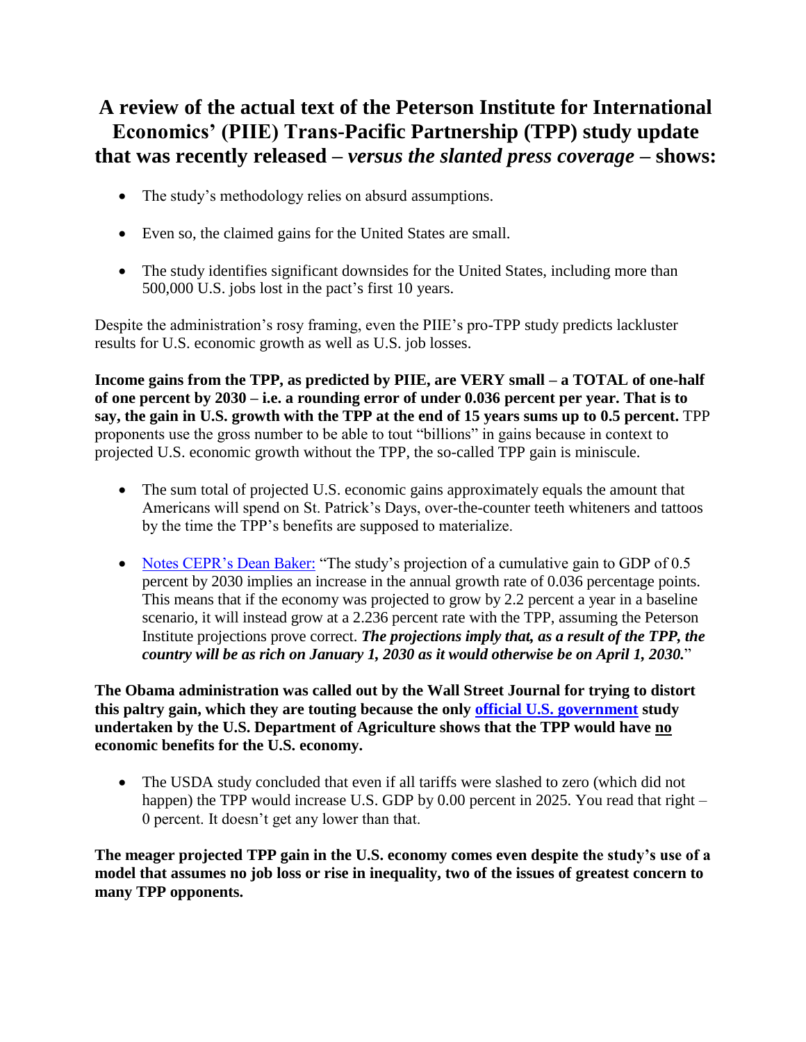# A review of the actual text of the Peterson Institute for International Economics' (PIIE) Trans-Pacific Partnership (TPP) study update that was recently released – *versus the slanted press coverage* – shows:

- The study's methodology relies on absurd assumptions.
- Even so, the claimed gains for the United States are small.
- The study identifies significant downsides for the United States, including more than 500,000 U.S. jobs lost in the pact's first 10 years.

Despite the administration's rosy framing, even the PIIE's pro-TPP study predicts lackluster results for U.S. economic growth as well as U.S. job losses.

**Income gains from the TPP, as predicted by PIIE, are VERY small – a TOTAL of one-half of one percent by 2030 – i.e. a rounding error of under 0.036 percent per year. That is to say, the gain in U.S. growth with the TPP at the end of 15 years sums up to 0.5 percent.** TPP proponents use the gross number to be able to tout "billions" in gains because in context to projected U.S. economic growth without the TPP, the so-called TPP gain is miniscule.

- The sum total of projected U.S. economic gains approximately equals the amount that Americans will spend on St. Patrick's Days, over-the-counter teeth whiteners and tattoos by the time the TPP's benefits are supposed to materialize.
- Notes CEPR's Dean Baker: "The study's projection of a cumulative gain to GDP of 0.5 percent by 2030 implies an increase in the annual growth rate of 0.036 percentage points. This means that if the economy was projected to grow by 2.2 percent a year in a baseline scenario, it will instead grow at a 2.236 percent rate with the TPP, assuming the Peterson Institute projections prove correct. ***The projections imply that, as a result of the TPP, the country will be as rich on January 1, 2030 as it would otherwise be on April 1, 2030.***"

**The Obama administration was called out by the Wall Street Journal for trying to distort this paltry gain, which they are touting because the only official U.S. government study undertaken by the U.S. Department of Agriculture shows that the TPP would have no economic benefits for the U.S. economy.**

- The USDA study concluded that even if all tariffs were slashed to zero (which did not happen) the TPP would increase U.S. GDP by 0.00 percent in 2025. You read that right – 0 percent. It doesn't get any lower than that.

**The meager projected TPP gain in the U.S. economy comes even despite the study's use of a model that assumes no job loss or rise in inequality, two of the issues of greatest concern to many TPP opponents.**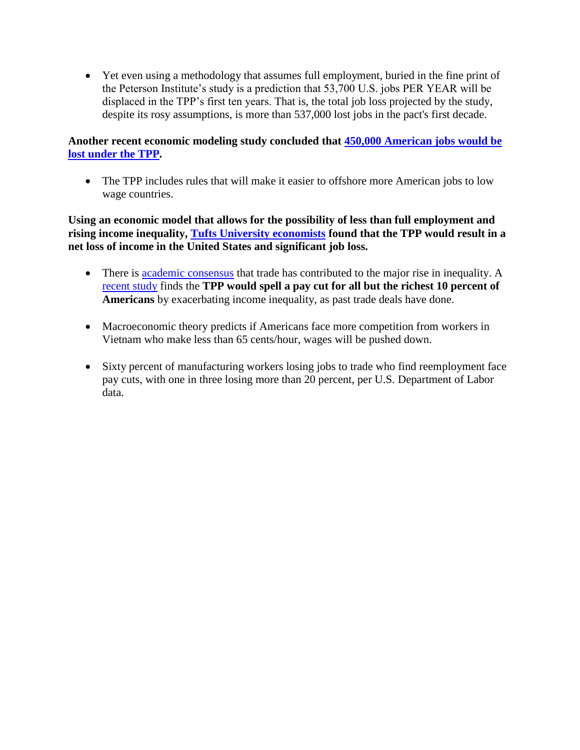- Yet even using a methodology that assumes full employment, buried in the fine print of the Peterson Institute's study is a prediction that 53,700 U.S. jobs PER YEAR will be displaced in the TPP's first ten years. That is, the total job loss projected by the study, despite its rosy assumptions, is more than 537,000 lost jobs in the pact's first decade.

**Another recent economic modeling study concluded that 450,000 American jobs would be lost under the TPP.**

- The TPP includes rules that will make it easier to offshore more American jobs to low wage countries.

**Using an economic model that allows for the possibility of less than full employment and rising income inequality, Tufts University economists found that the TPP would result in a net loss of income in the United States and significant job loss.**

- There is academic consensus that trade has contributed to the major rise in inequality. A recent study finds the **TPP would spell a pay cut for all but the richest 10 percent of Americans** by exacerbating income inequality, as past trade deals have done.

- Macroeconomic theory predicts if Americans face more competition from workers in Vietnam who make less than 65 cents/hour, wages will be pushed down.

- Sixty percent of manufacturing workers losing jobs to trade who find reemployment face pay cuts, with one in three losing more than 20 percent, per U.S. Department of Labor data.